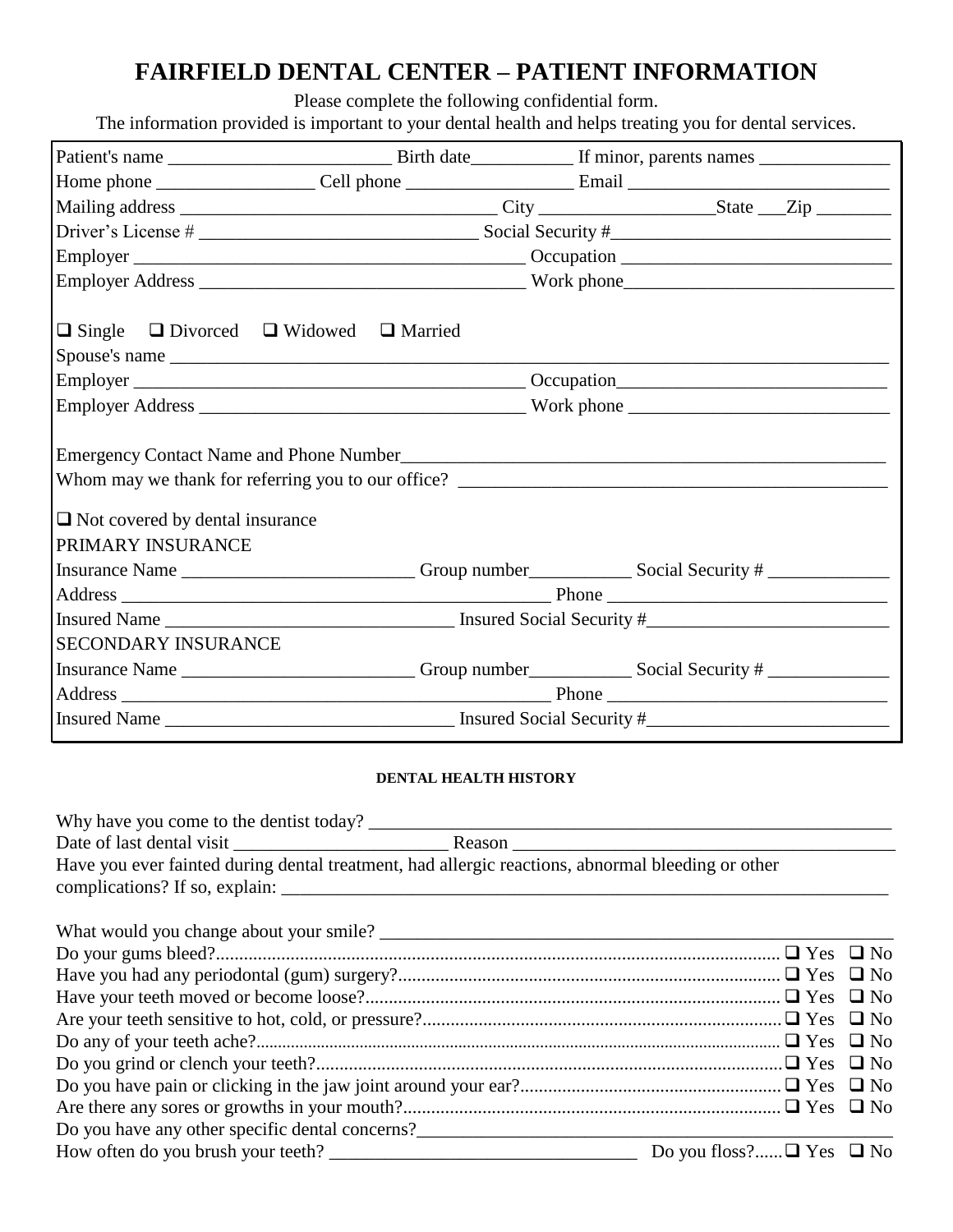# FAIRFIELD DENTAL CENTER – PATIENT INFORMATION

Please complete the following confidential form.
The information provided is important to your dental health and helps treating you for dental services.

Patient's name ________________________ Birth date___________ If minor, parents names ______________

Home phone _________________ Cell phone __________________ Email ____________________________

Mailing address _________________________________ City ___________________State ___Zip ________

Driver's License # ______________________________ Social Security #______________________________

Employer ________________________________________ Occupation ____________________________

Employer Address __________________________________ Work phone____________________________

❑ Single ❑ Divorced ❑ Widowed ❑ Married

Spouse's name _______________________________________________________________________________

Employer ________________________________________ Occupation_____________________________

Employer Address __________________________________ Work phone ____________________________

Emergency Contact Name and Phone Number________________________________________________________

Whom may we thank for referring you to our office? _______________________________________________

❑ Not covered by dental insurance

PRIMARY INSURANCE

Insurance Name ________________________ Group number___________ Social Security # _____________

Address ____________________________________________ Phone ______________________________

Insured Name ______________________________ Insured Social Security #__________________________

SECONDARY INSURANCE

Insurance Name ________________________ Group number___________ Social Security # _____________

Address ____________________________________________ Phone ______________________________

Insured Name ______________________________ Insured Social Security #__________________________

## DENTAL HEALTH HISTORY

Why have you come to the dentist today? __________________________________________________________

Date of last dental visit _______________________ Reason _________________________________________

Have you ever fainted during dental treatment, had allergic reactions, abnormal bleeding or other complications? If so, explain: _____________________________________________________________________

What would you change about your smile? _________________________________________________________

Do your gums bleed?........................................................................................................ ❑ Yes ❑ No

Have you had any periodontal (gum) surgery?................................................................. ❑ Yes ❑ No

Have your teeth moved or become loose?........................................................................ ❑ Yes ❑ No

Are your teeth sensitive to hot, cold, or pressure?............................................................ ❑ Yes ❑ No

Do any of your teeth ache?.............................................................................................. ❑ Yes ❑ No

Do you grind or clench your teeth?.................................................................................. ❑ Yes ❑ No

Do you have pain or clicking in the jaw joint around your ear?....................................... ❑ Yes ❑ No

Are there any sores or growths in your mouth?................................................................ ❑ Yes ❑ No

Do you have any other specific dental concerns?___________________________________________________

How often do you brush your teeth? _________________________________ Do you floss?......❑ Yes ❑ No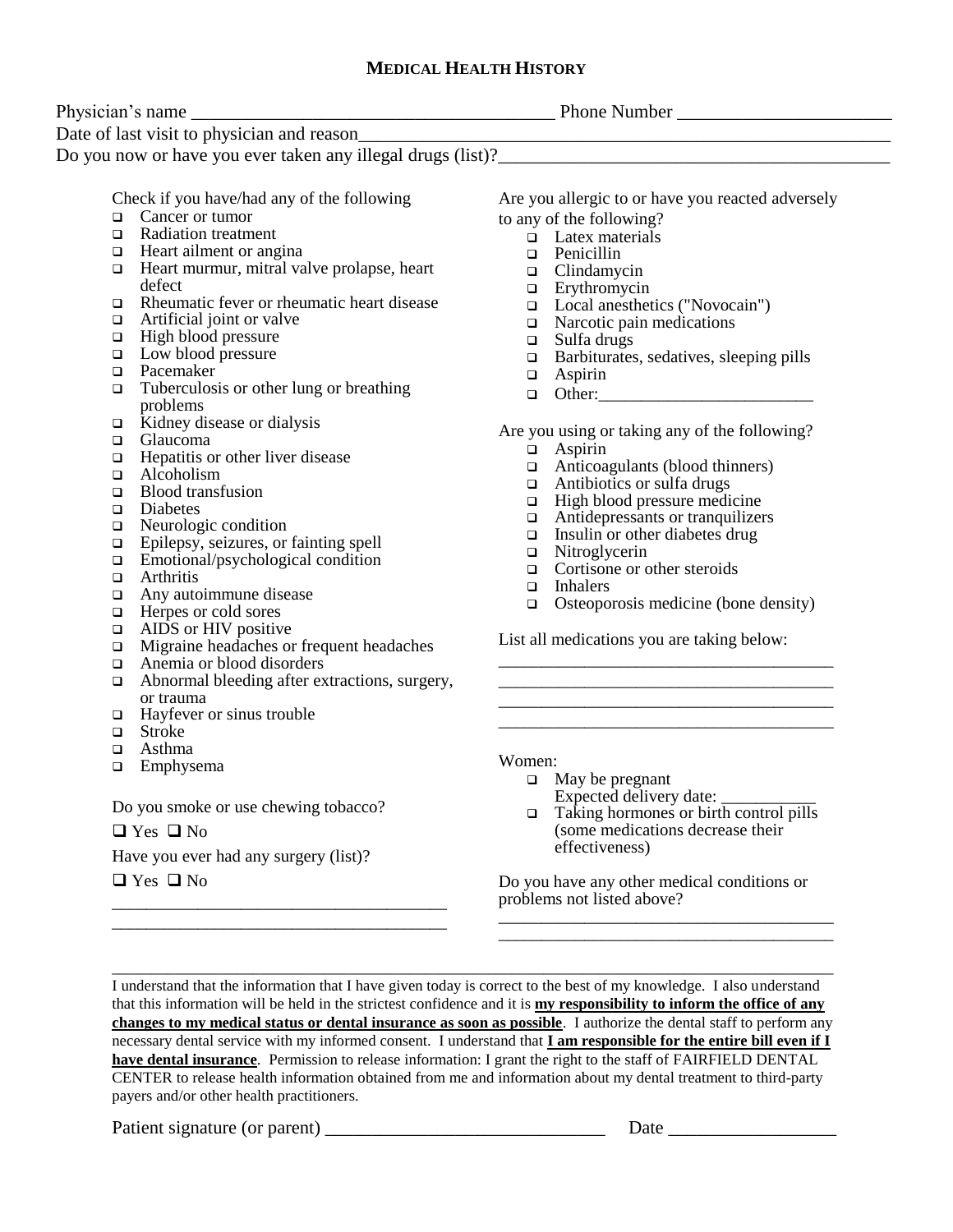## MEDICAL HEALTH HISTORY

Physician's name ______________________________________ Phone Number ______________________

Date of last visit to physician and reason_________________________________________________________

Do you now or have you ever taken any illegal drugs (list)?_________________________________________

Check if you have/had any of the following

- ☐ Cancer or tumor
- ☐ Radiation treatment
- ☐ Heart ailment or angina
- ☐ Heart murmur, mitral valve prolapse, heart defect
- ☐ Rheumatic fever or rheumatic heart disease
- ☐ Artificial joint or valve
- ☐ High blood pressure
- ☐ Low blood pressure
- ☐ Pacemaker
- ☐ Tuberculosis or other lung or breathing problems
- ☐ Kidney disease or dialysis
- ☐ Glaucoma
- ☐ Hepatitis or other liver disease
- ☐ Alcoholism
- ☐ Blood transfusion
- ☐ Diabetes
- ☐ Neurologic condition
- ☐ Epilepsy, seizures, or fainting spell
- ☐ Emotional/psychological condition
- ☐ Arthritis
- ☐ Any autoimmune disease
- ☐ Herpes or cold sores
- ☐ AIDS or HIV positive
- ☐ Migraine headaches or frequent headaches
- ☐ Anemia or blood disorders
- ☐ Abnormal bleeding after extractions, surgery, or trauma
- ☐ Hayfever or sinus trouble
- ☐ Stroke
- ☐ Asthma
- ☐ Emphysema

Do you smoke or use chewing tobacco?

☐ Yes ☐ No

Have you ever had any surgery (list)?

☐ Yes ☐ No

_____________________________________

_____________________________________

Are you allergic to or have you reacted adversely to any of the following?

- ☐ Latex materials
- ☐ Penicillin
- ☐ Clindamycin
- ☐ Erythromycin
- ☐ Local anesthetics ("Novocain")
- ☐ Narcotic pain medications
- ☐ Sulfa drugs
- ☐ Barbiturates, sedatives, sleeping pills
- ☐ Aspirin
- ☐ Other:________________________

Are you using or taking any of the following?

- ☐ Aspirin
- ☐ Anticoagulants (blood thinners)
- ☐ Antibiotics or sulfa drugs
- ☐ High blood pressure medicine
- ☐ Antidepressants or tranquilizers
- ☐ Insulin or other diabetes drug
- ☐ Nitroglycerin
- ☐ Cortisone or other steroids
- ☐ Inhalers
- ☐ Osteoporosis medicine (bone density)

List all medications you are taking below:

_____________________________________

_____________________________________

_____________________________________

_____________________________________

Women:

- ☐ May be pregnant
  Expected delivery date: ___________
- ☐ Taking hormones or birth control pills (some medications decrease their effectiveness)

Do you have any other medical conditions or problems not listed above?

_____________________________________

_____________________________________

---

I understand that the information that I have given today is correct to the best of my knowledge. I also understand that this information will be held in the strictest confidence and it is **my responsibility to inform the office of any changes to my medical status or dental insurance as soon as possible**. I authorize the dental staff to perform any necessary dental service with my informed consent. I understand that **I am responsible for the entire bill even if I have dental insurance**. Permission to release information: I grant the right to the staff of FAIRFIELD DENTAL CENTER to release health information obtained from me and information about my dental treatment to third-party payers and/or other health practitioners.

Patient signature (or parent) ______________________________ Date _________________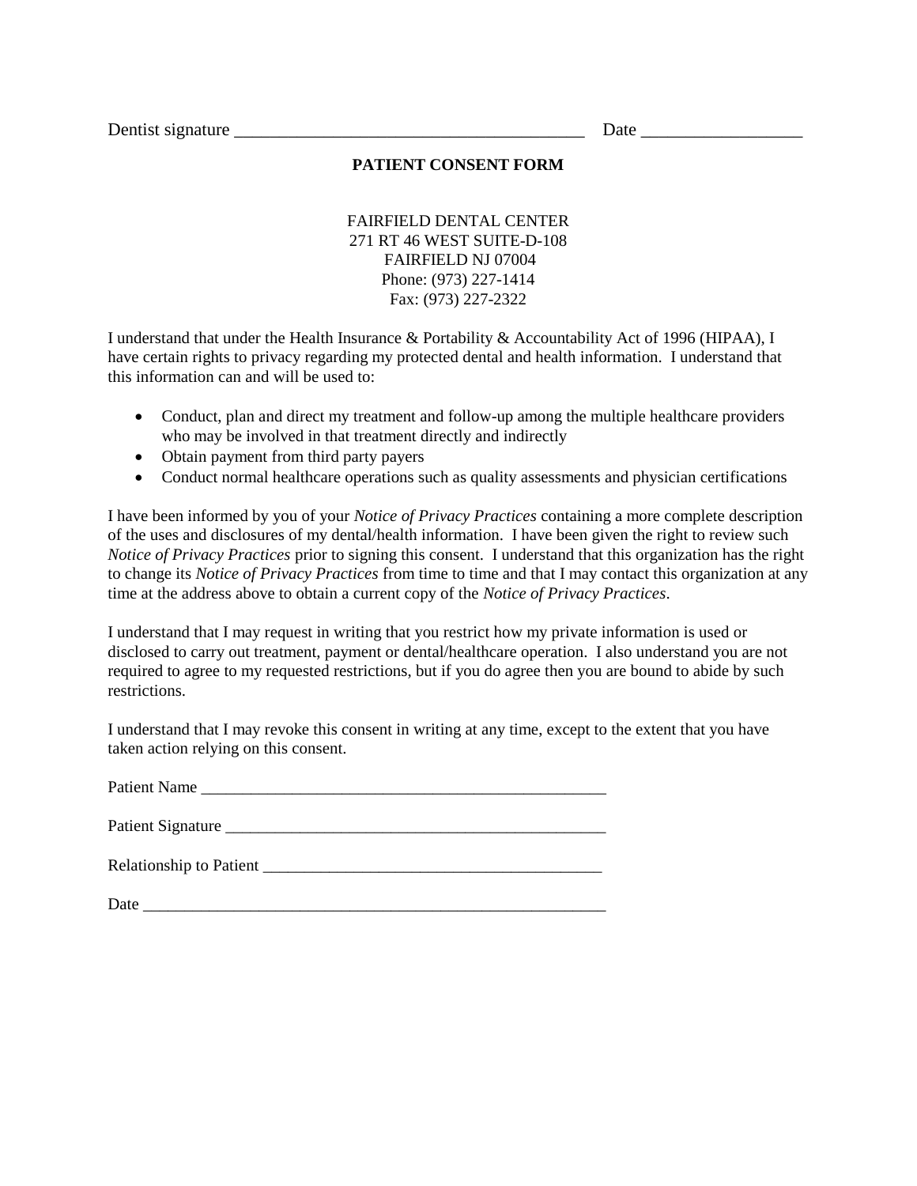Dentist signature ________________________________________ Date __________________

**PATIENT CONSENT FORM**

FAIRFIELD DENTAL CENTER
271 RT 46 WEST SUITE-D-108
FAIRFIELD NJ 07004
Phone: (973) 227-1414
Fax: (973) 227-2322

I understand that under the Health Insurance & Portability & Accountability Act of 1996 (HIPAA), I have certain rights to privacy regarding my protected dental and health information. I understand that this information can and will be used to:

- Conduct, plan and direct my treatment and follow-up among the multiple healthcare providers who may be involved in that treatment directly and indirectly
- Obtain payment from third party payers
- Conduct normal healthcare operations such as quality assessments and physician certifications

I have been informed by you of your *Notice of Privacy Practices* containing a more complete description of the uses and disclosures of my dental/health information. I have been given the right to review such *Notice of Privacy Practices* prior to signing this consent. I understand that this organization has the right to change its *Notice of Privacy Practices* from time to time and that I may contact this organization at any time at the address above to obtain a current copy of the *Notice of Privacy Practices*.

I understand that I may request in writing that you restrict how my private information is used or disclosed to carry out treatment, payment or dental/healthcare operation. I also understand you are not required to agree to my requested restrictions, but if you do agree then you are bound to abide by such restrictions.

I understand that I may revoke this consent in writing at any time, except to the extent that you have taken action relying on this consent.

Patient Name ___________________________________________________

Patient Signature ________________________________________________

Relationship to Patient __________________________________________

Date __________________________________________________________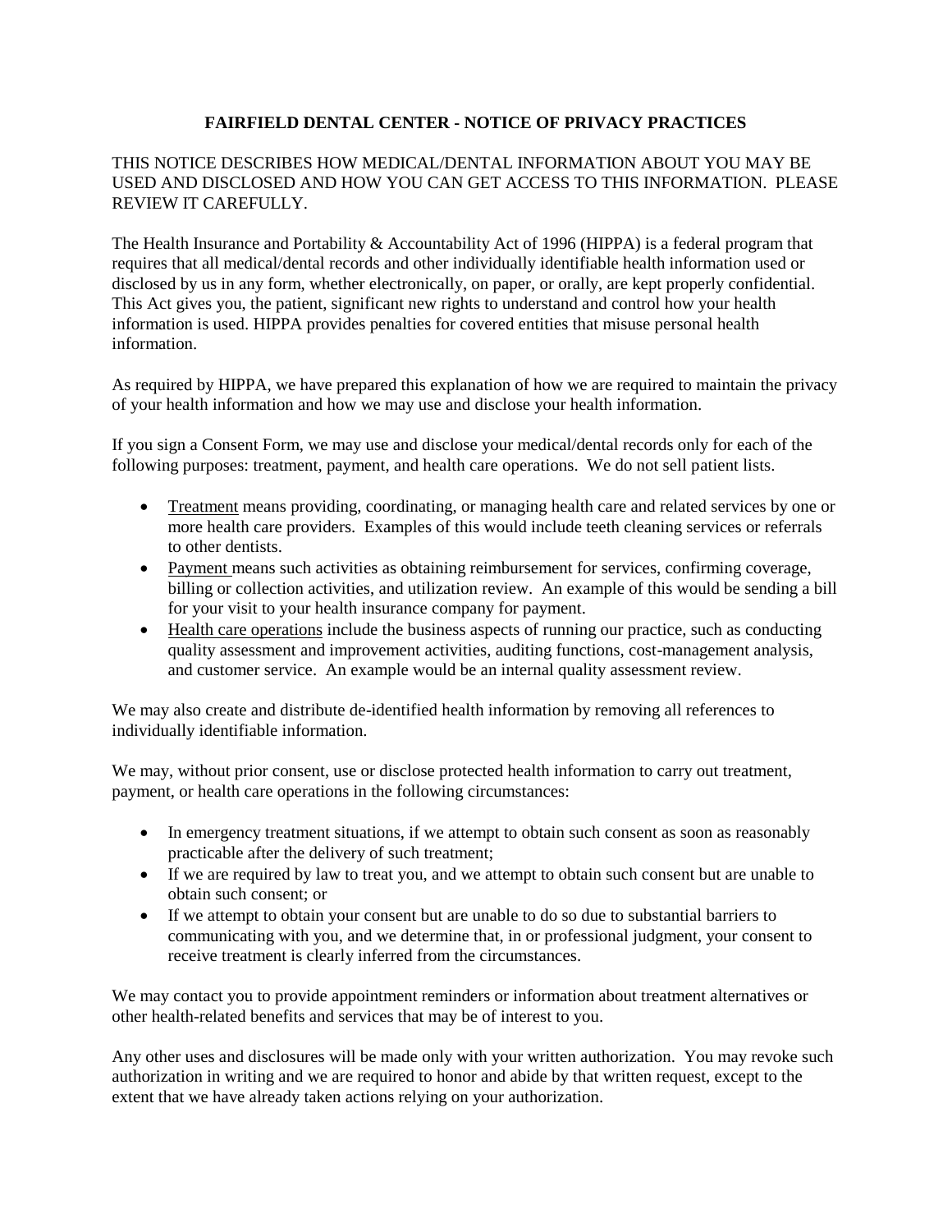# FAIRFIELD DENTAL CENTER - NOTICE OF PRIVACY PRACTICES

THIS NOTICE DESCRIBES HOW MEDICAL/DENTAL INFORMATION ABOUT YOU MAY BE USED AND DISCLOSED AND HOW YOU CAN GET ACCESS TO THIS INFORMATION. PLEASE REVIEW IT CAREFULLY.

The Health Insurance and Portability & Accountability Act of 1996 (HIPPA) is a federal program that requires that all medical/dental records and other individually identifiable health information used or disclosed by us in any form, whether electronically, on paper, or orally, are kept properly confidential. This Act gives you, the patient, significant new rights to understand and control how your health information is used. HIPPA provides penalties for covered entities that misuse personal health information.

As required by HIPPA, we have prepared this explanation of how we are required to maintain the privacy of your health information and how we may use and disclose your health information.

If you sign a Consent Form, we may use and disclose your medical/dental records only for each of the following purposes: treatment, payment, and health care operations. We do not sell patient lists.

- Treatment means providing, coordinating, or managing health care and related services by one or more health care providers. Examples of this would include teeth cleaning services or referrals to other dentists.
- Payment means such activities as obtaining reimbursement for services, confirming coverage, billing or collection activities, and utilization review. An example of this would be sending a bill for your visit to your health insurance company for payment.
- Health care operations include the business aspects of running our practice, such as conducting quality assessment and improvement activities, auditing functions, cost-management analysis, and customer service. An example would be an internal quality assessment review.

We may also create and distribute de-identified health information by removing all references to individually identifiable information.

We may, without prior consent, use or disclose protected health information to carry out treatment, payment, or health care operations in the following circumstances:

- In emergency treatment situations, if we attempt to obtain such consent as soon as reasonably practicable after the delivery of such treatment;
- If we are required by law to treat you, and we attempt to obtain such consent but are unable to obtain such consent; or
- If we attempt to obtain your consent but are unable to do so due to substantial barriers to communicating with you, and we determine that, in or professional judgment, your consent to receive treatment is clearly inferred from the circumstances.

We may contact you to provide appointment reminders or information about treatment alternatives or other health-related benefits and services that may be of interest to you.

Any other uses and disclosures will be made only with your written authorization. You may revoke such authorization in writing and we are required to honor and abide by that written request, except to the extent that we have already taken actions relying on your authorization.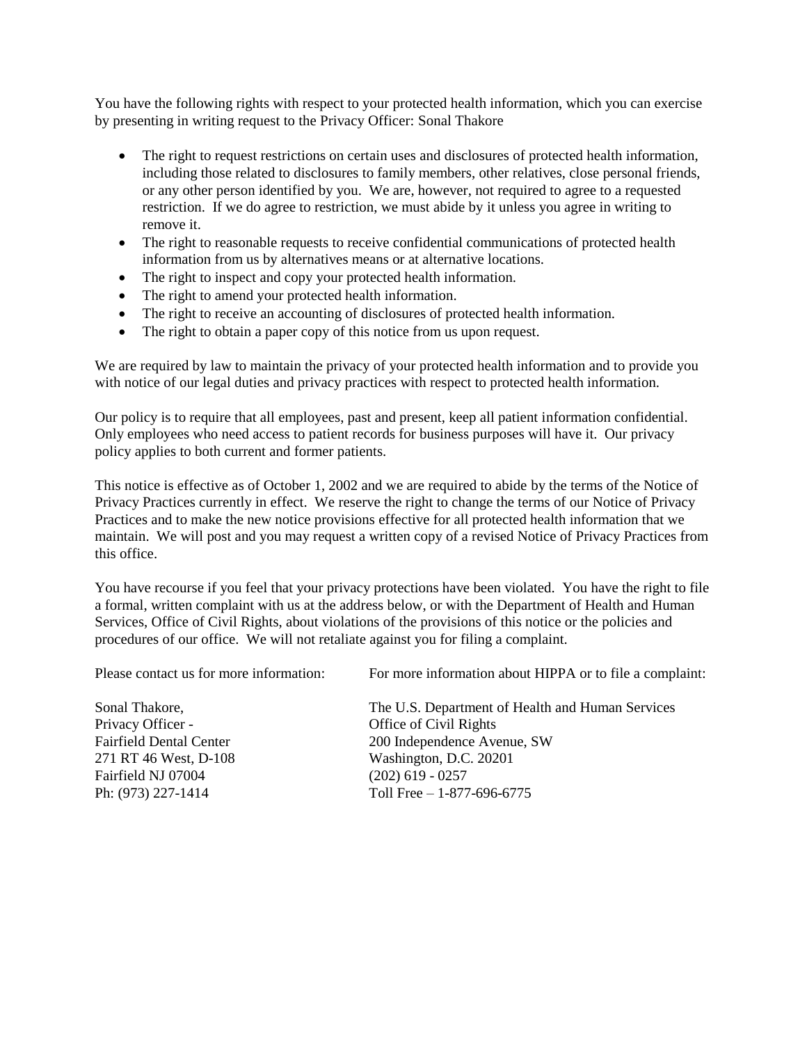You have the following rights with respect to your protected health information, which you can exercise by presenting in writing request to the Privacy Officer: Sonal Thakore

- The right to request restrictions on certain uses and disclosures of protected health information, including those related to disclosures to family members, other relatives, close personal friends, or any other person identified by you. We are, however, not required to agree to a requested restriction. If we do agree to restriction, we must abide by it unless you agree in writing to remove it.
- The right to reasonable requests to receive confidential communications of protected health information from us by alternatives means or at alternative locations.
- The right to inspect and copy your protected health information.
- The right to amend your protected health information.
- The right to receive an accounting of disclosures of protected health information.
- The right to obtain a paper copy of this notice from us upon request.

We are required by law to maintain the privacy of your protected health information and to provide you with notice of our legal duties and privacy practices with respect to protected health information.

Our policy is to require that all employees, past and present, keep all patient information confidential. Only employees who need access to patient records for business purposes will have it. Our privacy policy applies to both current and former patients.

This notice is effective as of October 1, 2002 and we are required to abide by the terms of the Notice of Privacy Practices currently in effect. We reserve the right to change the terms of our Notice of Privacy Practices and to make the new notice provisions effective for all protected health information that we maintain. We will post and you may request a written copy of a revised Notice of Privacy Practices from this office.

You have recourse if you feel that your privacy protections have been violated. You have the right to file a formal, written complaint with us at the address below, or with the Department of Health and Human Services, Office of Civil Rights, about violations of the provisions of this notice or the policies and procedures of our office. We will not retaliate against you for filing a complaint.

Please contact us for more information:

Sonal Thakore,
Privacy Officer -
Fairfield Dental Center
271 RT 46 West, D-108
Fairfield NJ 07004
Ph: (973) 227-1414

For more information about HIPPA or to file a complaint:

The U.S. Department of Health and Human Services
Office of Civil Rights
200 Independence Avenue, SW
Washington, D.C. 20201
(202) 619 - 0257
Toll Free – 1-877-696-6775